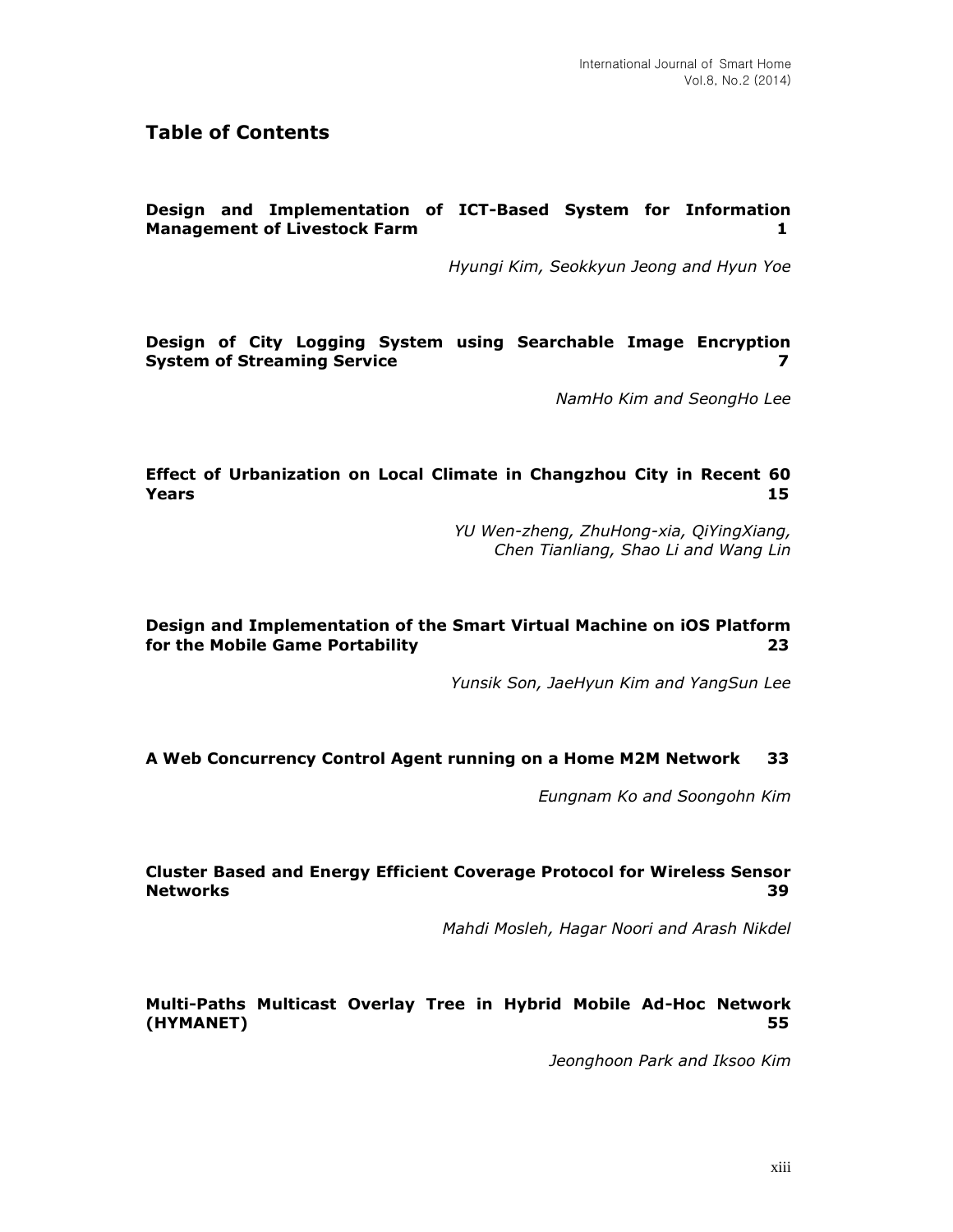# Table of Contents

**Design and Implementation of ICT-Based System for Information Management of Livestock Farm** **1**

*Hyungi Kim, Seokkyun Jeong and Hyun Yoe*

**Design of City Logging System using Searchable Image Encryption System of Streaming Service** **7**

*NamHo Kim and SeongHo Lee*

**Effect of Urbanization on Local Climate in Changzhou City in Recent 60 Years** **15**

*YU Wen-zheng, ZhuHong-xia, QiYingXiang, Chen Tianliang, Shao Li and Wang Lin*

**Design and Implementation of the Smart Virtual Machine on iOS Platform for the Mobile Game Portability** **23**

*Yunsik Son, JaeHyun Kim and YangSun Lee*

**A Web Concurrency Control Agent running on a Home M2M Network** **33**

*Eungnam Ko and Soongohn Kim*

**Cluster Based and Energy Efficient Coverage Protocol for Wireless Sensor Networks** **39**

*Mahdi Mosleh, Hagar Noori and Arash Nikdel*

**Multi-Paths Multicast Overlay Tree in Hybrid Mobile Ad-Hoc Network (HYMANET)** **55**

*Jeonghoon Park and Iksoo Kim*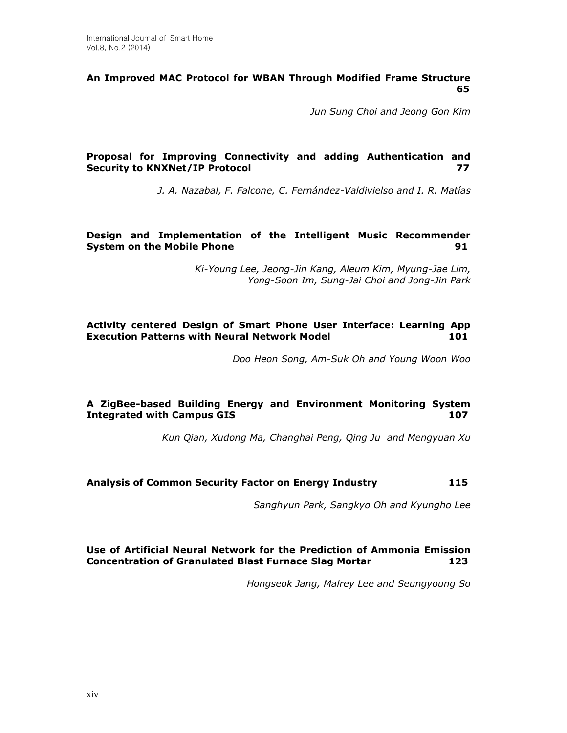**An Improved MAC Protocol for WBAN Through Modified Frame Structure 65**

*Jun Sung Choi and Jeong Gon Kim*

**Proposal for Improving Connectivity and adding Authentication and Security to KNXNet/IP Protocol 77**

*J. A. Nazabal, F. Falcone, C. Fernández-Valdivielso and I. R. Matías*

**Design and Implementation of the Intelligent Music Recommender System on the Mobile Phone 91**

*Ki-Young Lee, Jeong-Jin Kang, Aleum Kim, Myung-Jae Lim, Yong-Soon Im, Sung-Jai Choi and Jong-Jin Park*

**Activity centered Design of Smart Phone User Interface: Learning App Execution Patterns with Neural Network Model 101**

*Doo Heon Song, Am-Suk Oh and Young Woon Woo*

**A ZigBee-based Building Energy and Environment Monitoring System Integrated with Campus GIS 107**

*Kun Qian, Xudong Ma, Changhai Peng, Qing Ju and Mengyuan Xu*

**Analysis of Common Security Factor on Energy Industry 115**

*Sanghyun Park, Sangkyo Oh and Kyungho Lee*

**Use of Artificial Neural Network for the Prediction of Ammonia Emission Concentration of Granulated Blast Furnace Slag Mortar 123**

*Hongseok Jang, Malrey Lee and Seungyoung So*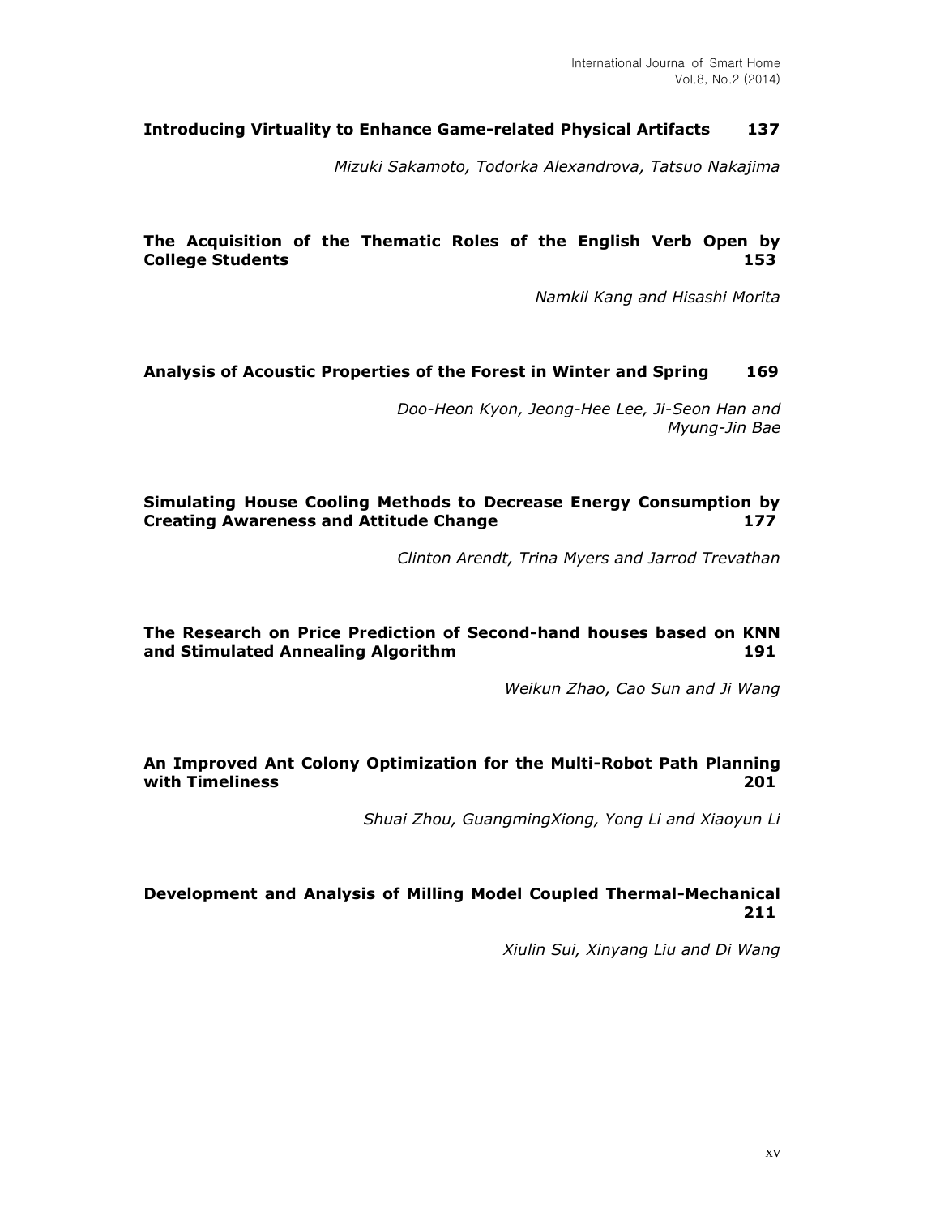**Introducing Virtuality to Enhance Game-related Physical Artifacts 137**

*Mizuki Sakamoto, Todorka Alexandrova, Tatsuo Nakajima*

**The Acquisition of the Thematic Roles of the English Verb Open by College Students 153**

*Namkil Kang and Hisashi Morita*

**Analysis of Acoustic Properties of the Forest in Winter and Spring 169**

*Doo-Heon Kyon, Jeong-Hee Lee, Ji-Seon Han and Myung-Jin Bae*

**Simulating House Cooling Methods to Decrease Energy Consumption by Creating Awareness and Attitude Change 177**

*Clinton Arendt, Trina Myers and Jarrod Trevathan*

**The Research on Price Prediction of Second-hand houses based on KNN and Stimulated Annealing Algorithm 191**

*Weikun Zhao, Cao Sun and Ji Wang*

**An Improved Ant Colony Optimization for the Multi-Robot Path Planning with Timeliness 201**

*Shuai Zhou, GuangmingXiong, Yong Li and Xiaoyun Li*

**Development and Analysis of Milling Model Coupled Thermal-Mechanical 211**

*Xiulin Sui, Xinyang Liu and Di Wang*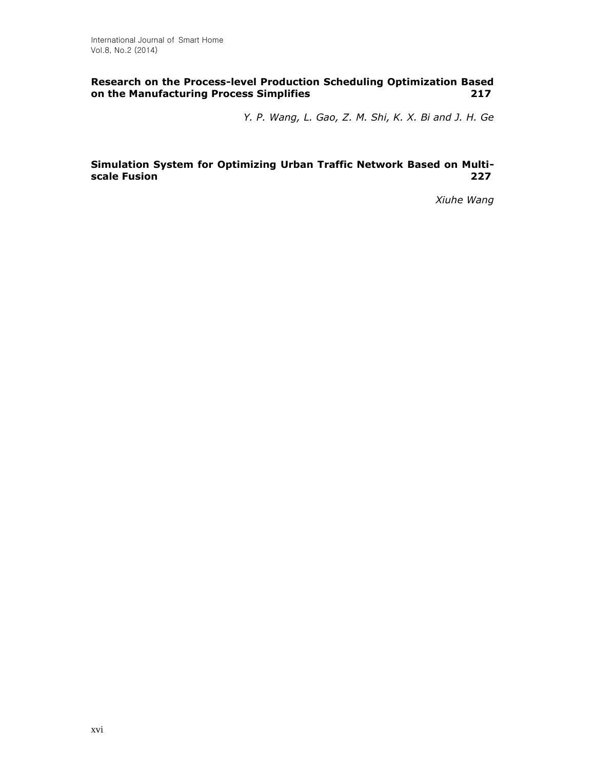**Research on the Process-level Production Scheduling Optimization Based on the Manufacturing Process Simplifies** **217**

*Y. P. Wang, L. Gao, Z. M. Shi, K. X. Bi and J. H. Ge*

**Simulation System for Optimizing Urban Traffic Network Based on Multi-scale Fusion** **227**

*Xiuhe Wang*